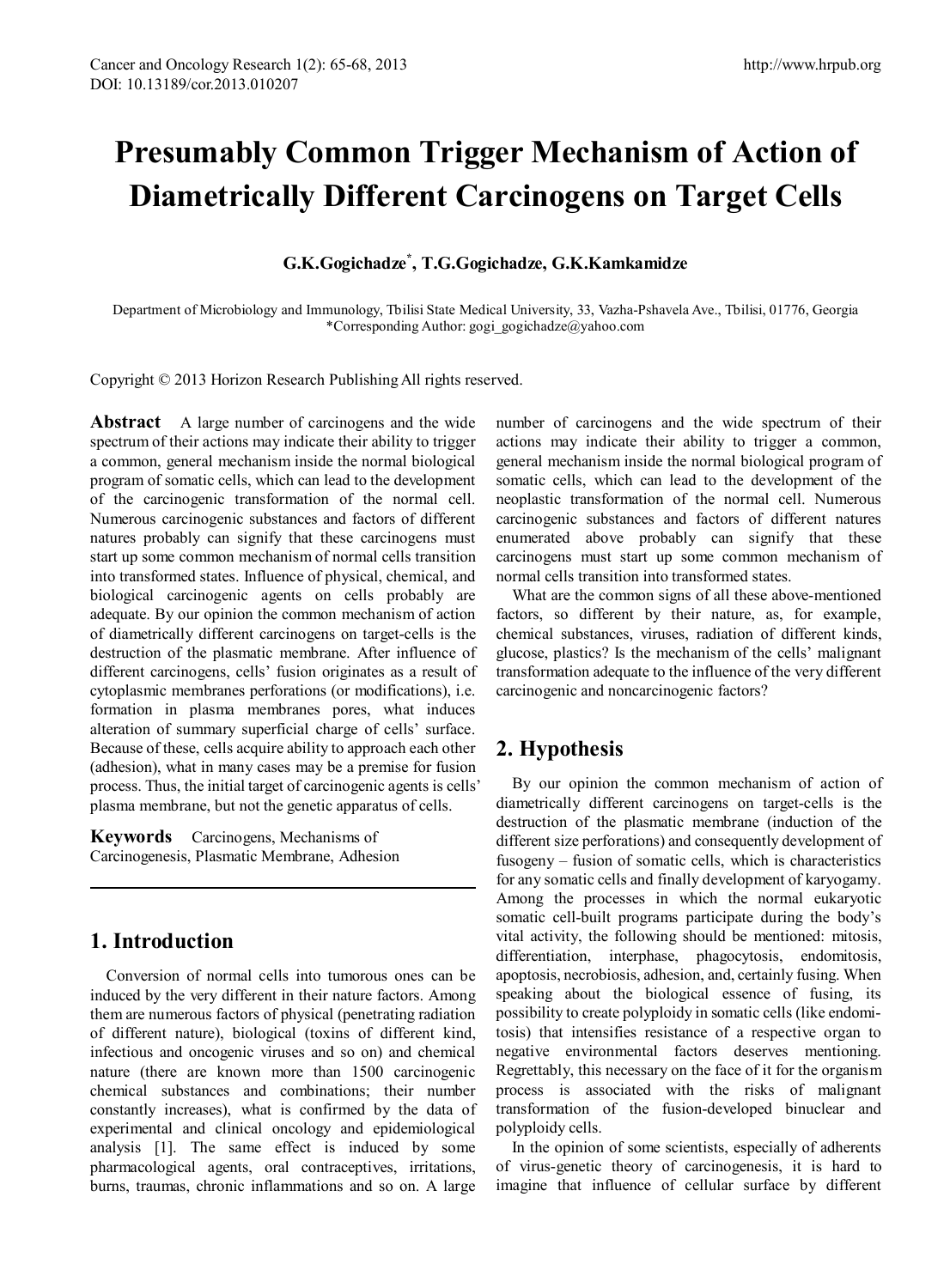# Presumably Common Trigger Mechanism of Action of Diametrically Different Carcinogens on Target Cells

**G.K.Gogichadze*, T.G.Gogichadze, G.K.Kamkamidze**

Department of Microbiology and Immunology, Tbilisi State Medical University, 33, Vazha-Pshavela Ave., Tbilisi, 01776, Georgia
*Corresponding Author: gogi_gogichadze@yahoo.com

Copyright © 2013 Horizon Research Publishing All rights reserved.

**Abstract** A large number of carcinogens and the wide spectrum of their actions may indicate their ability to trigger a common, general mechanism inside the normal biological program of somatic cells, which can lead to the development of the carcinogenic transformation of the normal cell. Numerous carcinogenic substances and factors of different natures probably can signify that these carcinogens must start up some common mechanism of normal cells transition into transformed states. Influence of physical, chemical, and biological carcinogenic agents on cells probably are adequate. By our opinion the common mechanism of action of diametrically different carcinogens on target-cells is the destruction of the plasmatic membrane. After influence of different carcinogens, cells' fusion originates as a result of cytoplasmic membranes perforations (or modifications), i.e. formation in plasma membranes pores, what induces alteration of summary superficial charge of cells' surface. Because of these, cells acquire ability to approach each other (adhesion), what in many cases may be a premise for fusion process. Thus, the initial target of carcinogenic agents is cells' plasma membrane, but not the genetic apparatus of cells.

**Keywords** Carcinogens, Mechanisms of Carcinogenesis, Plasmatic Membrane, Adhesion

## 1. Introduction

Conversion of normal cells into tumorous ones can be induced by the very different in their nature factors. Among them are numerous factors of physical (penetrating radiation of different nature), biological (toxins of different kind, infectious and oncogenic viruses and so on) and chemical nature (there are known more than 1500 carcinogenic chemical substances and combinations; their number constantly increases), what is confirmed by the data of experimental and clinical oncology and epidemiological analysis [1]. The same effect is induced by some pharmacological agents, oral contraceptives, irritations, burns, traumas, chronic inflammations and so on. A large number of carcinogens and the wide spectrum of their actions may indicate their ability to trigger a common, general mechanism inside the normal biological program of somatic cells, which can lead to the development of the neoplastic transformation of the normal cell. Numerous carcinogenic substances and factors of different natures enumerated above probably can signify that these carcinogens must start up some common mechanism of normal cells transition into transformed states.

What are the common signs of all these above-mentioned factors, so different by their nature, as, for example, chemical substances, viruses, radiation of different kinds, glucose, plastics? Is the mechanism of the cells' malignant transformation adequate to the influence of the very different carcinogenic and noncarcinogenic factors?

## 2. Hypothesis

By our opinion the common mechanism of action of diametrically different carcinogens on target-cells is the destruction of the plasmatic membrane (induction of the different size perforations) and consequently development of fusogeny – fusion of somatic cells, which is characteristics for any somatic cells and finally development of karyogamy. Among the processes in which the normal eukaryotic somatic cell-built programs participate during the body's vital activity, the following should be mentioned: mitosis, differentiation, interphase, phagocytosis, endomitosis, apoptosis, necrobiosis, adhesion, and, certainly fusing. When speaking about the biological essence of fusing, its possibility to create polyploidy in somatic cells (like endomitosis) that intensifies resistance of a respective organ to negative environmental factors deserves mentioning. Regrettably, this necessary on the face of it for the organism process is associated with the risks of malignant transformation of the fusion-developed binuclear and polyploidy cells.

In the opinion of some scientists, especially of adherents of virus-genetic theory of carcinogenesis, it is hard to imagine that influence of cellular surface by different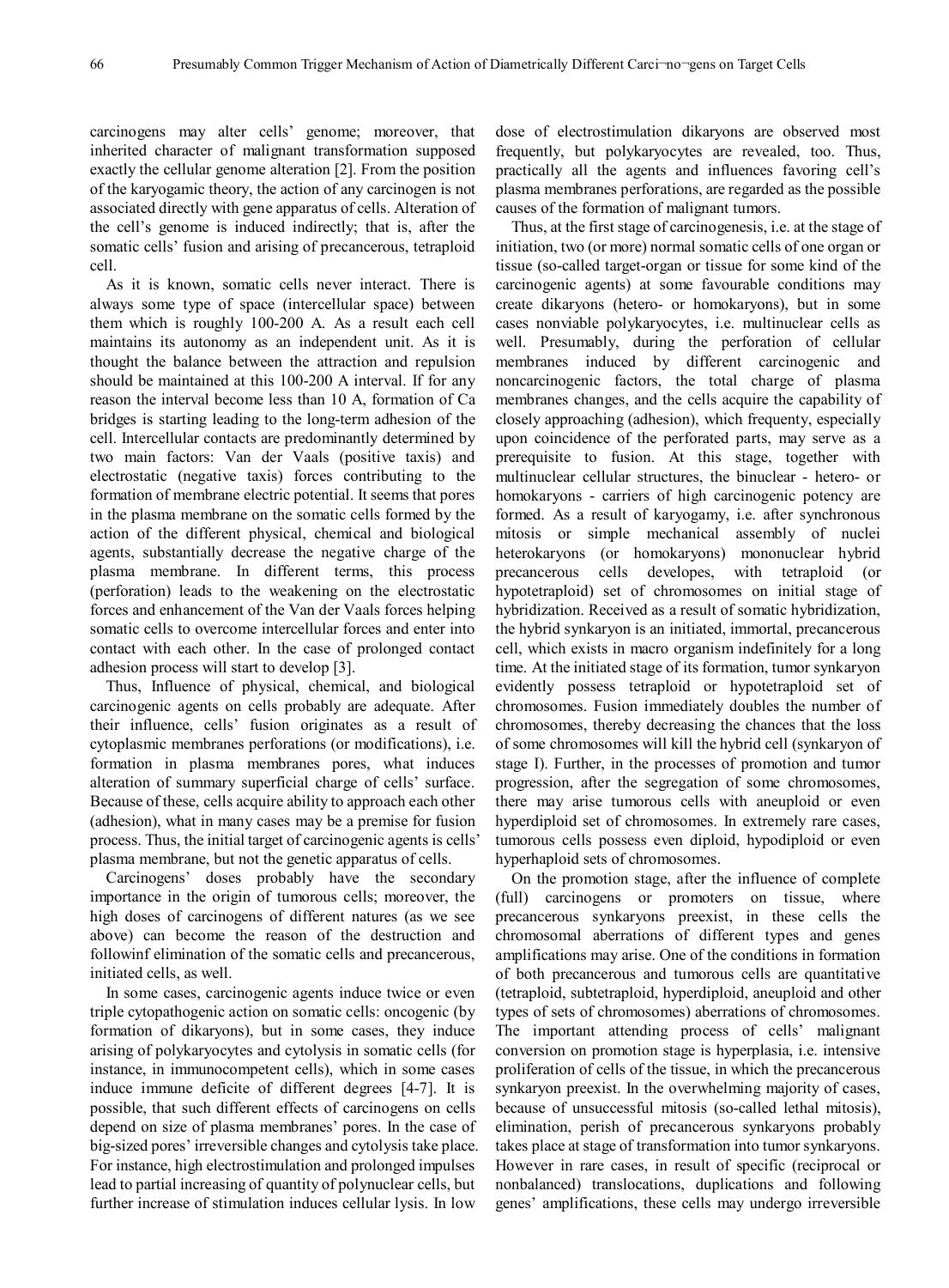carcinogens may alter cells' genome; moreover, that inherited character of malignant transformation supposed exactly the cellular genome alteration [2]. From the position of the karyogamic theory, the action of any carcinogen is not associated directly with gene apparatus of cells. Alteration of the cell's genome is induced indirectly; that is, after the somatic cells' fusion and arising of precancerous, tetraploid cell.

As it is known, somatic cells never interact. There is always some type of space (intercellular space) between them which is roughly 100-200 A. As a result each cell maintains its autonomy as an independent unit. As it is thought the balance between the attraction and repulsion should be maintained at this 100-200 A interval. If for any reason the interval become less than 10 A, formation of Ca bridges is starting leading to the long-term adhesion of the cell. Intercellular contacts are predominantly determined by two main factors: Van der Vaals (positive taxis) and electrostatic (negative taxis) forces contributing to the formation of membrane electric potential. It seems that pores in the plasma membrane on the somatic cells formed by the action of the different physical, chemical and biological agents, substantially decrease the negative charge of the plasma membrane. In different terms, this process (perforation) leads to the weakening on the electrostatic forces and enhancement of the Van der Vaals forces helping somatic cells to overcome intercellular forces and enter into contact with each other. In the case of prolonged contact adhesion process will start to develop [3].

Thus, Influence of physical, chemical, and biological carcinogenic agents on cells probably are adequate. After their influence, cells' fusion originates as a result of cytoplasmic membranes perforations (or modifications), i.e. formation in plasma membranes pores, what induces alteration of summary superficial charge of cells' surface. Because of these, cells acquire ability to approach each other (adhesion), what in many cases may be a premise for fusion process. Thus, the initial target of carcinogenic agents is cells' plasma membrane, but not the genetic apparatus of cells.

Carcinogens' doses probably have the secondary importance in the origin of tumorous cells; moreover, the high doses of carcinogens of different natures (as we see above) can become the reason of the destruction and followinf elimination of the somatic cells and precancerous, initiated cells, as well.

In some cases, carcinogenic agents induce twice or even triple cytopathogenic action on somatic cells: oncogenic (by formation of dikaryons), but in some cases, they induce arising of polykaryocytes and cytolysis in somatic cells (for instance, in immunocompetent cells), which in some cases induce immune deficite of different degrees [4-7]. It is possible, that such different effects of carcinogens on cells depend on size of plasma membranes' pores. In the case of big-sized pores' irreversible changes and cytolysis take place. For instance, high electrostimulation and prolonged impulses lead to partial increasing of quantity of polynuclear cells, but further increase of stimulation induces cellular lysis. In low dose of electrostimulation dikaryons are observed most frequently, but polykaryocytes are revealed, too. Thus, practically all the agents and influences favoring cell's plasma membranes perforations, are regarded as the possible causes of the formation of malignant tumors.

Thus, at the first stage of carcinogenesis, i.e. at the stage of initiation, two (or more) normal somatic cells of one organ or tissue (so-called target-organ or tissue for some kind of the carcinogenic agents) at some favourable conditions may create dikaryons (hetero- or homokaryons), but in some cases nonviable polykaryocytes, i.e. multinuclear cells as well. Presumably, during the perforation of cellular membranes induced by different carcinogenic and noncarcinogenic factors, the total charge of plasma membranes changes, and the cells acquire the capability of closely approaching (adhesion), which frequenty, especially upon coincidence of the perforated parts, may serve as a prerequisite to fusion. At this stage, together with multinuclear cellular structures, the binuclear - hetero- or homokaryons - carriers of high carcinogenic potency are formed. As a result of karyogamy, i.e. after synchronous mitosis or simple mechanical assembly of nuclei heterokaryons (or homokaryons) mononuclear hybrid precancerous cells developes, with tetraploid (or hypotetraploid) set of chromosomes on initial stage of hybridization. Received as a result of somatic hybridization, the hybrid synkaryon is an initiated, immortal, precancerous cell, which exists in macro organism indefinitely for a long time. At the initiated stage of its formation, tumor synkaryon evidently possess tetraploid or hypotetraploid set of chromosomes. Fusion immediately doubles the number of chromosomes, thereby decreasing the chances that the loss of some chromosomes will kill the hybrid cell (synkaryon of stage I). Further, in the processes of promotion and tumor progression, after the segregation of some chromosomes, there may arise tumorous cells with aneuploid or even hyperdiploid set of chromosomes. In extremely rare cases, tumorous cells possess even diploid, hypodiploid or even hyperhaploid sets of chromosomes.

On the promotion stage, after the influence of complete (full) carcinogens or promoters on tissue, where precancerous synkaryons preexist, in these cells the chromosomal aberrations of different types and genes amplifications may arise. One of the conditions in formation of both precancerous and tumorous cells are quantitative (tetraploid, subtetraploid, hyperdiploid, aneuploid and other types of sets of chromosomes) aberrations of chromosomes. The important attending process of cells' malignant conversion on promotion stage is hyperplasia, i.e. intensive proliferation of cells of the tissue, in which the precancerous synkaryon preexist. In the overwhelming majority of cases, because of unsuccessful mitosis (so-called lethal mitosis), elimination, perish of precancerous synkaryons probably takes place at stage of transformation into tumor synkaryons. However in rare cases, in result of specific (reciprocal or nonbalanced) translocations, duplications and following genes' amplifications, these cells may undergo irreversible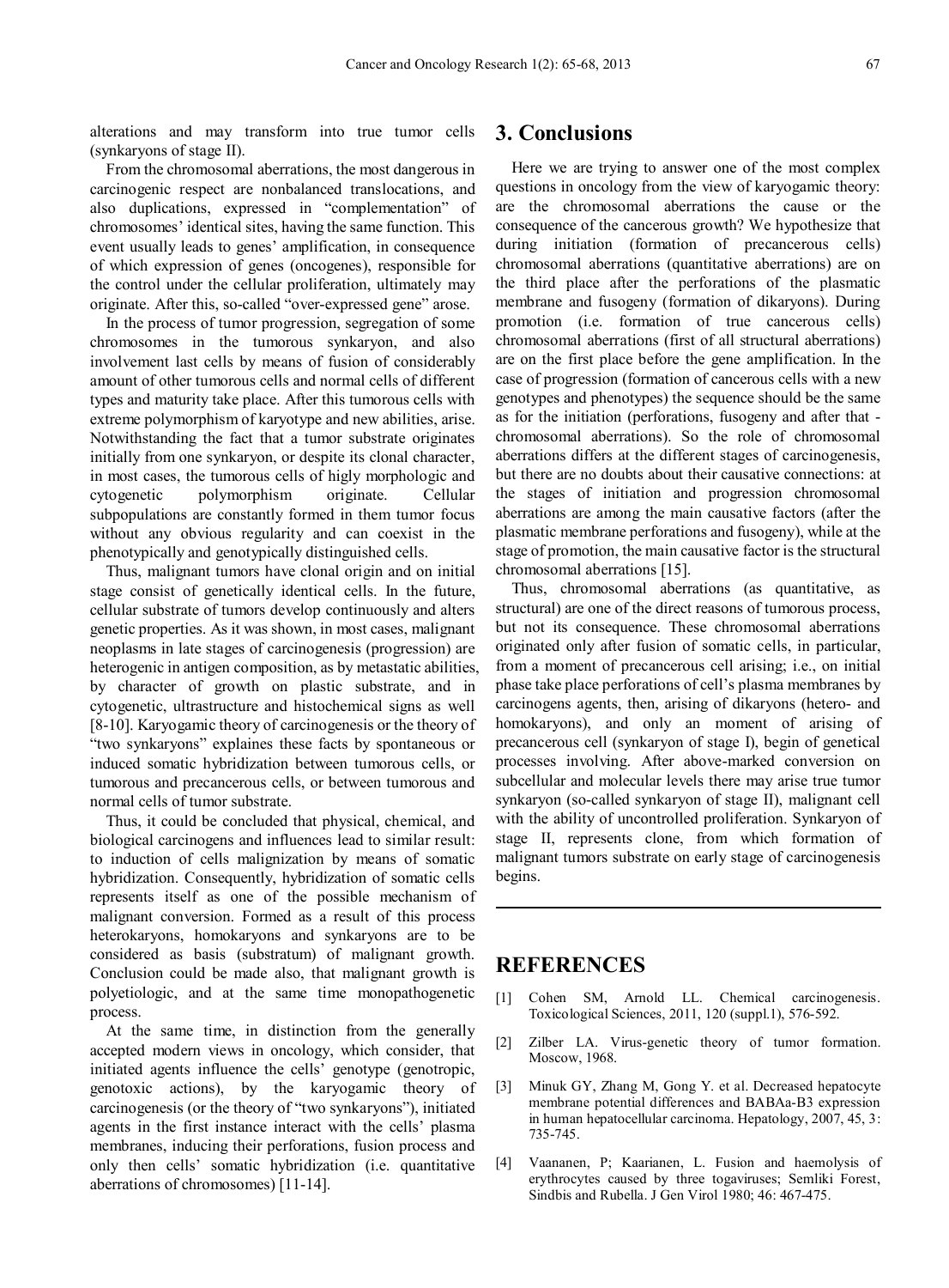alterations and may transform into true tumor cells (synkaryons of stage II).

From the chromosomal aberrations, the most dangerous in carcinogenic respect are nonbalanced translocations, and also duplications, expressed in "complementation" of chromosomes' identical sites, having the same function. This event usually leads to genes' amplification, in consequence of which expression of genes (oncogenes), responsible for the control under the cellular proliferation, ultimately may originate. After this, so-called "over-expressed gene" arose.

In the process of tumor progression, segregation of some chromosomes in the tumorous synkaryon, and also involvement last cells by means of fusion of considerably amount of other tumorous cells and normal cells of different types and maturity take place. After this tumorous cells with extreme polymorphism of karyotype and new abilities, arise. Notwithstanding the fact that a tumor substrate originates initially from one synkaryon, or despite its clonal character, in most cases, the tumorous cells of higly morphologic and cytogenetic polymorphism originate. Cellular subpopulations are constantly formed in them tumor focus without any obvious regularity and can coexist in the phenotypically and genotypically distinguished cells.

Thus, malignant tumors have clonal origin and on initial stage consist of genetically identical cells. In the future, cellular substrate of tumors develop continuously and alters genetic properties. As it was shown, in most cases, malignant neoplasms in late stages of carcinogenesis (progression) are heterogenic in antigen composition, as by metastatic abilities, by character of growth on plastic substrate, and in cytogenetic, ultrastructure and histochemical signs as well [8-10]. Karyogamic theory of carcinogenesis or the theory of "two synkaryons" explaines these facts by spontaneous or induced somatic hybridization between tumorous cells, or tumorous and precancerous cells, or between tumorous and normal cells of tumor substrate.

Thus, it could be concluded that physical, chemical, and biological carcinogens and influences lead to similar result: to induction of cells malignization by means of somatic hybridization. Consequently, hybridization of somatic cells represents itself as one of the possible mechanism of malignant conversion. Formed as a result of this process heterokaryons, homokaryons and synkaryons are to be considered as basis (substratum) of malignant growth. Conclusion could be made also, that malignant growth is polyetiologic, and at the same time monopathogenetic process.

At the same time, in distinction from the generally accepted modern views in oncology, which consider, that initiated agents influence the cells' genotype (genotropic, genotoxic actions), by the karyogamic theory of carcinogenesis (or the theory of "two synkaryons"), initiated agents in the first instance interact with the cells' plasma membranes, inducing their perforations, fusion process and only then cells' somatic hybridization (i.e. quantitative aberrations of chromosomes) [11-14].

# 3. Conclusions

Here we are trying to answer one of the most complex questions in oncology from the view of karyogamic theory: are the chromosomal aberrations the cause or the consequence of the cancerous growth? We hypothesize that during initiation (formation of precancerous cells) chromosomal aberrations (quantitative aberrations) are on the third place after the perforations of the plasmatic membrane and fusogeny (formation of dikaryons). During promotion (i.e. formation of true cancerous cells) chromosomal aberrations (first of all structural aberrations) are on the first place before the gene amplification. In the case of progression (formation of cancerous cells with a new genotypes and phenotypes) the sequence should be the same as for the initiation (perforations, fusogeny and after that - chromosomal aberrations). So the role of chromosomal aberrations differs at the different stages of carcinogenesis, but there are no doubts about their causative connections: at the stages of initiation and progression chromosomal aberrations are among the main causative factors (after the plasmatic membrane perforations and fusogeny), while at the stage of promotion, the main causative factor is the structural chromosomal aberrations [15].

Thus, chromosomal aberrations (as quantitative, as structural) are one of the direct reasons of tumorous process, but not its consequence. These chromosomal aberrations originated only after fusion of somatic cells, in particular, from a moment of precancerous cell arising; i.e., on initial phase take place perforations of cell's plasma membranes by carcinogens agents, then, arising of dikaryons (hetero- and homokaryons), and only an moment of arising of precancerous cell (synkaryon of stage I), begin of genetical processes involving. After above-marked conversion on subcellular and molecular levels there may arise true tumor synkaryon (so-called synkaryon of stage II), malignant cell with the ability of uncontrolled proliferation. Synkaryon of stage II, represents clone, from which formation of malignant tumors substrate on early stage of carcinogenesis begins.

# REFERENCES

[1] Cohen SM, Arnold LL. Chemical carcinogenesis. Toxicological Sciences, 2011, 120 (suppl.1), 576-592.

[2] Zilber LA. Virus-genetic theory of tumor formation. Moscow, 1968.

[3] Minuk GY, Zhang M, Gong Y. et al. Decreased hepatocyte membrane potential differences and BABAa-B3 expression in human hepatocellular carcinoma. Hepatology, 2007, 45, 3: 735-745.

[4] Vaananen, P; Kaarianen, L. Fusion and haemolysis of erythrocytes caused by three togaviruses; Semliki Forest, Sindbis and Rubella. J Gen Virol 1980; 46: 467-475.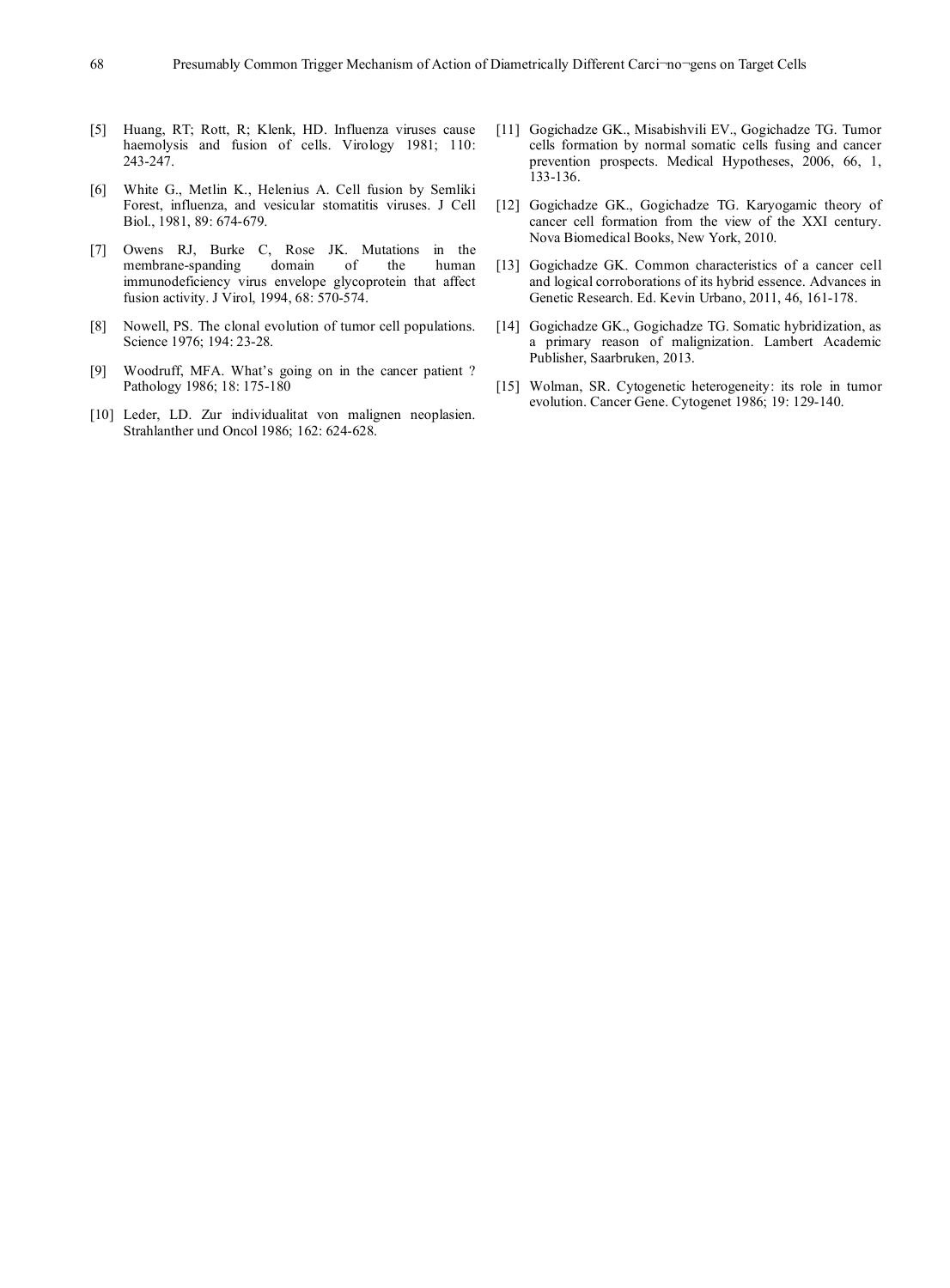[5] Huang, RT; Rott, R; Klenk, HD. Influenza viruses cause haemolysis and fusion of cells. Virology 1981; 110: 243-247.

[6] White G., Metlin K., Helenius A. Cell fusion by Semliki Forest, influenza, and vesicular stomatitis viruses. J Cell Biol., 1981, 89: 674-679.

[7] Owens RJ, Burke C, Rose JK. Mutations in the membrane-spanding domain of the human immunodeficiency virus envelope glycoprotein that affect fusion activity. J Virol, 1994, 68: 570-574.

[8] Nowell, PS. The clonal evolution of tumor cell populations. Science 1976; 194: 23-28.

[9] Woodruff, MFA. What's going on in the cancer patient ? Pathology 1986; 18: 175-180

[10] Leder, LD. Zur individualitat von malignen neoplasien. Strahlanther und Oncol 1986; 162: 624-628.

[11] Gogichadze GK., Misabishvili EV., Gogichadze TG. Tumor cells formation by normal somatic cells fusing and cancer prevention prospects. Medical Hypotheses, 2006, 66, 1, 133-136.

[12] Gogichadze GK., Gogichadze TG. Karyogamic theory of cancer cell formation from the view of the XXI century. Nova Biomedical Books, New York, 2010.

[13] Gogichadze GK. Common characteristics of a cancer cell and logical corroborations of its hybrid essence. Advances in Genetic Research. Ed. Kevin Urbano, 2011, 46, 161-178.

[14] Gogichadze GK., Gogichadze TG. Somatic hybridization, as a primary reason of malignization. Lambert Academic Publisher, Saarbruken, 2013.

[15] Wolman, SR. Cytogenetic heterogeneity: its role in tumor evolution. Cancer Gene. Cytogenet 1986; 19: 129-140.